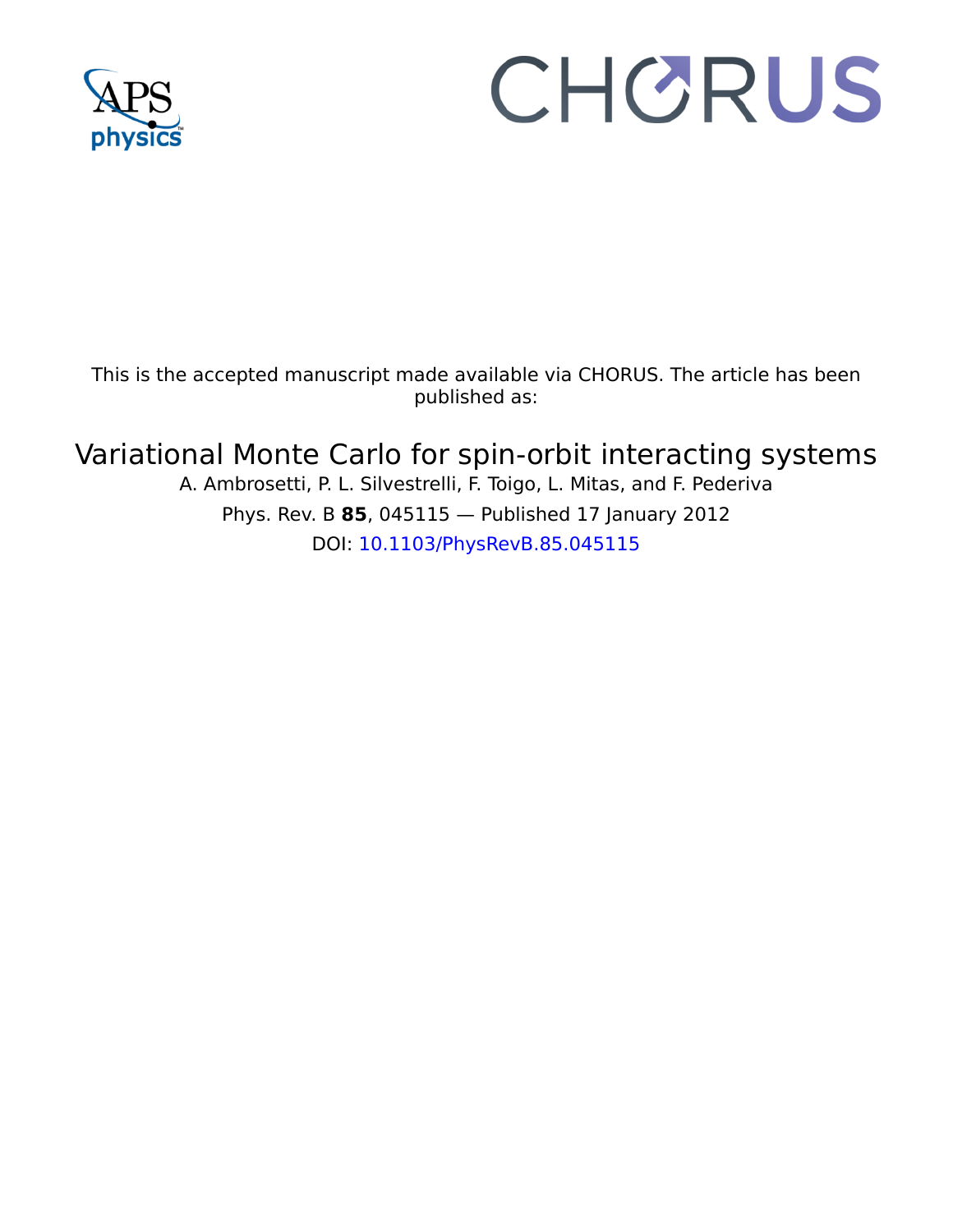This is the accepted manuscript made available via CHORUS. The article has been published as:

# Variational Monte Carlo for spin-orbit interacting systems

A. Ambrosetti, P. L. Silvestrelli, F. Toigo, L. Mitas, and F. Pederiva

Phys. Rev. B **85**, 045115 — Published 17 January 2012

DOI: 10.1103/PhysRevB.85.045115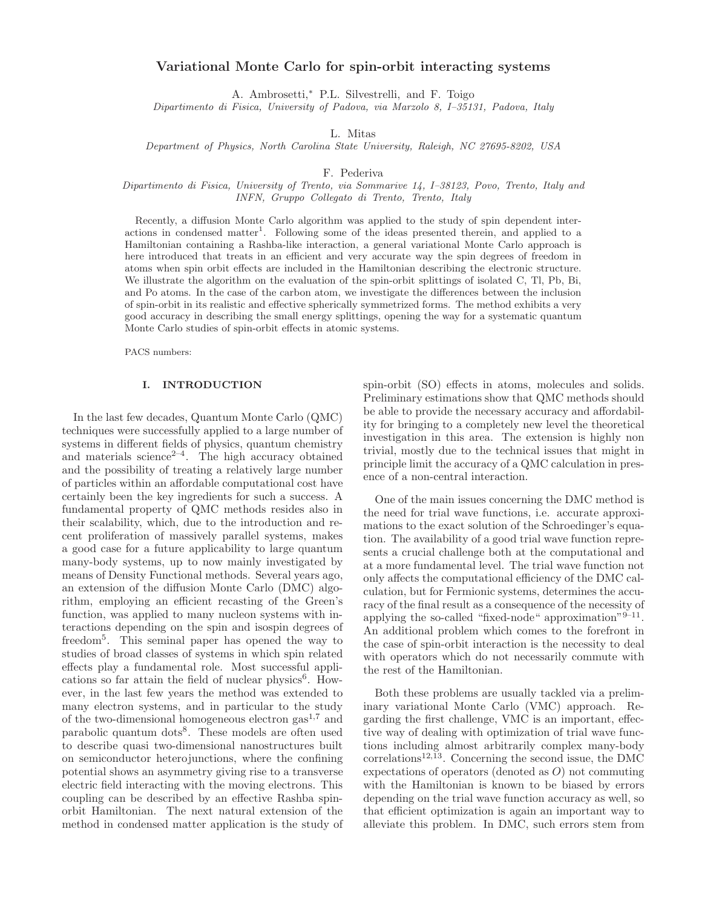# Variational Monte Carlo for spin-orbit interacting systems

A. Ambrosetti,* P.L. Silvestrelli, and F. Toigo

*Dipartimento di Fisica, University of Padova, via Marzolo 8, I–35131, Padova, Italy*

L. Mitas

*Department of Physics, North Carolina State University, Raleigh, NC 27695-8202, USA*

F. Pederiva

*Dipartimento di Fisica, University of Trento, via Sommarive 14, I–38123, Povo, Trento, Italy and INFN, Gruppo Collegato di Trento, Trento, Italy*

Recently, a diffusion Monte Carlo algorithm was applied to the study of spin dependent interactions in condensed matter[1]. Following some of the ideas presented therein, and applied to a Hamiltonian containing a Rashba-like interaction, a general variational Monte Carlo approach is here introduced that treats in an efficient and very accurate way the spin degrees of freedom in atoms when spin orbit effects are included in the Hamiltonian describing the electronic structure. We illustrate the algorithm on the evaluation of the spin-orbit splittings of isolated C, Tl, Pb, Bi, and Po atoms. In the case of the carbon atom, we investigate the differences between the inclusion of spin-orbit in its realistic and effective spherically symmetrized forms. The method exhibits a very good accuracy in describing the small energy splittings, opening the way for a systematic quantum Monte Carlo studies of spin-orbit effects in atomic systems.

PACS numbers:

## I. INTRODUCTION

In the last few decades, Quantum Monte Carlo (QMC) techniques were successfully applied to a large number of systems in different fields of physics, quantum chemistry and materials science[2–4]. The high accuracy obtained and the possibility of treating a relatively large number of particles within an affordable computational cost have certainly been the key ingredients for such a success. A fundamental property of QMC methods resides also in their scalability, which, due to the introduction and recent proliferation of massively parallel systems, makes a good case for a future applicability to large quantum many-body systems, up to now mainly investigated by means of Density Functional methods. Several years ago, an extension of the diffusion Monte Carlo (DMC) algorithm, employing an efficient recasting of the Green's function, was applied to many nucleon systems with interactions depending on the spin and isospin degrees of freedom[5]. This seminal paper has opened the way to studies of broad classes of systems in which spin related effects play a fundamental role. Most successful applications so far attain the field of nuclear physics[6]. However, in the last few years the method was extended to many electron systems, and in particular to the study of the two-dimensional homogeneous electron gas[1,7] and parabolic quantum dots[8]. These models are often used to describe quasi two-dimensional nanostructures built on semiconductor heterojunctions, where the confining potential shows an asymmetry giving rise to a transverse electric field interacting with the moving electrons. This coupling can be described by an effective Rashba spin-orbit Hamiltonian. The next natural extension of the method in condensed matter application is the study of spin-orbit (SO) effects in atoms, molecules and solids. Preliminary estimations show that QMC methods should be able to provide the necessary accuracy and affordability for bringing to a completely new level the theoretical investigation in this area. The extension is highly non trivial, mostly due to the technical issues that might in principle limit the accuracy of a QMC calculation in presence of a non-central interaction.

One of the main issues concerning the DMC method is the need for trial wave functions, i.e. accurate approximations to the exact solution of the Schroedinger's equation. The availability of a good trial wave function represents a crucial challenge both at the computational and at a more fundamental level. The trial wave function not only affects the computational efficiency of the DMC calculation, but for Fermionic systems, determines the accuracy of the final result as a consequence of the necessity of applying the so-called "fixed-node" approximation"[9–11]. An additional problem which comes to the forefront in the case of spin-orbit interaction is the necessity to deal with operators which do not necessarily commute with the rest of the Hamiltonian.

Both these problems are usually tackled via a preliminary variational Monte Carlo (VMC) approach. Regarding the first challenge, VMC is an important, effective way of dealing with optimization of trial wave functions including almost arbitrarily complex many-body correlations[12,13]. Concerning the second issue, the DMC expectations of operators (denoted as $O$) not commuting with the Hamiltonian is known to be biased by errors depending on the trial wave function accuracy as well, so that efficient optimization is again an important way to alleviate this problem. In DMC, such errors stem from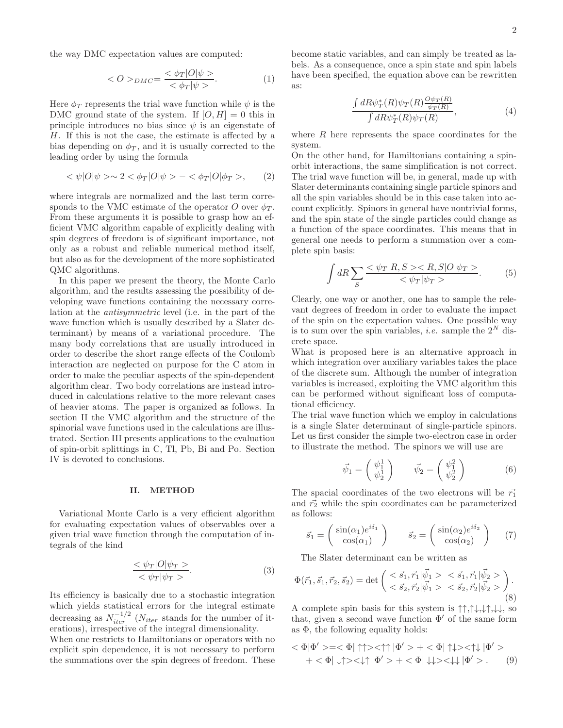the way DMC expectation values are computed:

$$< O >_{DMC} = \frac{< \phi_T | O | \psi >}{< \phi_T | \psi >}. \tag{1}$$

Here $\phi_T$ represents the trial wave function while $\psi$ is the DMC ground state of the system. If $[O, H] = 0$ this in principle introduces no bias since $\psi$ is an eigenstate of $H$. If this is not the case, the estimate is affected by a bias depending on $\phi_T$, and it is usually corrected to the leading order by using the formula

$$< \psi | O | \psi > \sim 2 < \phi_T | O | \psi > - < \phi_T | O | \phi_T >, \tag{2}$$

where integrals are normalized and the last term corresponds to the VMC estimate of the operator $O$ over $\phi_T$. From these arguments it is possible to grasp how an efficient VMC algorithm capable of explicitly dealing with spin degrees of freedom is of significant importance, not only as a robust and reliable numerical method itself, but also as for the development of the more sophisticated QMC algorithms.

In this paper we present the theory, the Monte Carlo algorithm, and the results assessing the possibility of developing wave functions containing the necessary correlation at the *antisymmetric* level (i.e. in the part of the wave function which is usually described by a Slater determinant) by means of a variational procedure. The many body correlations that are usually introduced in order to describe the short range effects of the Coulomb interaction are neglected on purpose for the C atom in order to make the peculiar aspects of the spin-dependent algorithm clear. Two body correlations are instead introduced in calculations relative to the more relevant cases of heavier atoms. The paper is organized as follows. In section II the VMC algorithm and the structure of the spinorial wave functions used in the calculations are illustrated. Section III presents applications to the evaluation of spin-orbit splittings in C, Tl, Pb, Bi and Po. Section IV is devoted to conclusions.

## II. METHOD

Variational Monte Carlo is a very efficient algorithm for evaluating expectation values of observables over a given trial wave function through the computation of integrals of the kind

$$\frac{< \psi_T | O | \psi_T >}{< \psi_T | \psi_T >}. \tag{3}$$

Its efficiency is basically due to a stochastic integration which yields statistical errors for the integral estimate decreasing as $N_{iter}^{-1/2}$ ($N_{iter}$ stands for the number of iterations), irrespective of the integral dimensionality.

When one restricts to Hamiltonians or operators with no explicit spin dependence, it is not necessary to perform the summations over the spin degrees of freedom. These become static variables, and can simply be treated as labels. As a consequence, once a spin state and spin labels have been specified, the equation above can be rewritten as:

$$\frac{\int dR \psi_T^*(R) \psi_T(R) \frac{O \psi_T(R)}{\psi_T(R)}}{\int dR \psi_T^*(R) \psi_T(R)}, \tag{4}$$

where $R$ here represents the space coordinates for the system.

On the other hand, for Hamiltonians containing a spin-orbit interactions, the same simplification is not correct. The trial wave function will be, in general, made up with Slater determinants containing single particle spinors and all the spin variables should be in this case taken into account explicitly. Spinors in general have nontrivial forms, and the spin state of the single particles could change as a function of the space coordinates. This means that in general one needs to perform a summation over a complete spin basis:

$$\int dR \sum_S \frac{< \psi_T | R, S >< R, S | O | \psi_T >}{< \psi_T | \psi_T >}. \tag{5}$$

Clearly, one way or another, one has to sample the relevant degrees of freedom in order to evaluate the impact of the spin on the expectation values. One possible way is to sum over the spin variables, *i.e.* sample the $2^N$ discrete space.

What is proposed here is an alternative approach in which integration over auxiliary variables takes the place of the discrete sum. Although the number of integration variables is increased, exploiting the VMC algorithm this can be performed without significant loss of computational efficiency.

The trial wave function which we employ in calculations is a single Slater determinant of single-particle spinors. Let us first consider the simple two-electron case in order to illustrate the method. The spinors we will use are

$$\vec{\psi}_1 = \begin{pmatrix} \psi_1^1 \\ \psi_2^1 \end{pmatrix} \qquad \vec{\psi}_2 = \begin{pmatrix} \psi_1^2 \\ \psi_2^2 \end{pmatrix} \tag{6}$$

The spacial coordinates of the two electrons will be $\vec{r_1}$ and $\vec{r_2}$ while the spin coordinates can be parameterized as follows:

$$\vec{s}_1 = \begin{pmatrix} \sin(\alpha_1) e^{i\delta_1} \\ \cos(\alpha_1) \end{pmatrix} \qquad \vec{s}_2 = \begin{pmatrix} \sin(\alpha_2) e^{i\delta_2} \\ \cos(\alpha_2) \end{pmatrix} \tag{7}$$

The Slater determinant can be written as

$$\Phi(\vec{r}_1, \vec{s}_1, \vec{r}_2, \vec{s}_2) = \det \begin{pmatrix} < \vec{s}_1, \vec{r}_1 | \vec{\psi}_1 > & < \vec{s}_1, \vec{r}_1 | \vec{\psi}_2 > \\ < \vec{s}_2, \vec{r}_2 | \vec{\psi}_1 > & < \vec{s}_2, \vec{r}_2 | \vec{\psi}_2 > \end{pmatrix}. \tag{8}$$

A complete spin basis for this system is $\uparrow\uparrow, \uparrow\downarrow, \downarrow\uparrow, \downarrow\downarrow$, so that, given a second wave function $\Phi'$ of the same form as $\Phi$, the following equality holds:

$$< \Phi | \Phi' > = < \Phi | \uparrow\uparrow >< \uparrow\uparrow | \Phi' > + < \Phi | \uparrow\downarrow >< \uparrow\downarrow | \Phi' > + < \Phi | \downarrow\uparrow >< \downarrow\uparrow | \Phi' > + < \Phi | \downarrow\downarrow >< \downarrow\downarrow | \Phi' > . \tag{9}$$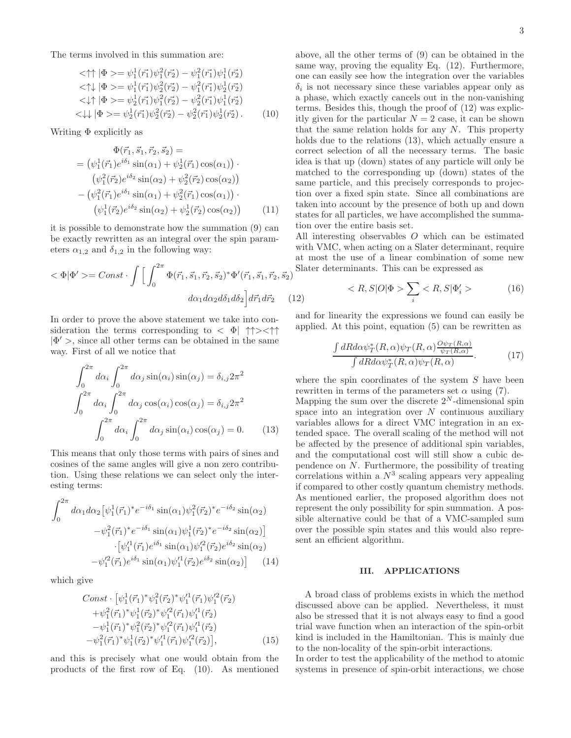The terms involved in this summation are:

$$
\begin{aligned}
<\uparrow\uparrow|\Phi> &= \psi_1^1(\vec{r_1})\psi_1^2(\vec{r_2}) - \psi_1^2(\vec{r_1})\psi_1^1(\vec{r_2}) \\
<\uparrow\downarrow|\Phi> &= \psi_1^1(\vec{r_1})\psi_2^2(\vec{r_2}) - \psi_1^2(\vec{r_1})\psi_2^1(\vec{r_2}) \\
<\downarrow\uparrow|\Phi> &= \psi_2^1(\vec{r_1})\psi_1^2(\vec{r_2}) - \psi_2^2(\vec{r_1})\psi_1^1(\vec{r_2}) \\
<\downarrow\downarrow|\Phi> &= \psi_2^1(\vec{r_1})\psi_2^2(\vec{r_2}) - \psi_2^2(\vec{r_1})\psi_2^1(\vec{r_2}) .
\end{aligned} \tag{10}
$$

Writing $\Phi$ explicitly as

$$
\begin{aligned}
&\Phi(\vec{r}_1, \vec{s}_1, \vec{r}_2, \vec{s}_2) = \\
&= \left(\psi_1^1(\vec{r}_1)e^{i\delta_1}\sin(\alpha_1) + \psi_2^1(\vec{r}_1)\cos(\alpha_1)\right) \cdot \\
&\quad \left(\psi_1^2(\vec{r}_2)e^{i\delta_2}\sin(\alpha_2) + \psi_2^2(\vec{r}_2)\cos(\alpha_2)\right) \\
&- \left(\psi_1^2(\vec{r}_1)e^{i\delta_1}\sin(\alpha_1) + \psi_2^2(\vec{r}_1)\cos(\alpha_1)\right) \cdot \\
&\quad \left(\psi_1^1(\vec{r}_2)e^{i\delta_2}\sin(\alpha_2) + \psi_2^1(\vec{r}_2)\cos(\alpha_2)\right)
\end{aligned} \tag{11}
$$

it is possible to demonstrate how the summation (9) can be exactly rewritten as an integral over the spin parameters $\alpha_{1,2}$ and $\delta_{1,2}$ in the following way:

$$
<\Phi|\Phi'> = Const \cdot \int \Big[ \int_0^{2\pi} \Phi(\vec{r}_1, \vec{s}_1, \vec{r}_2, \vec{s}_2)^* \Phi'(\vec{r}_1, \vec{s}_1, \vec{r}_2, \vec{s}_2) \, d\alpha_1 d\alpha_2 d\delta_1 d\delta_2 \Big] d\vec{r}_1 d\vec{r}_2 \tag{12}
$$

In order to prove the above statement we take into consideration the terms corresponding to $<\Phi|\uparrow\uparrow><\uparrow\uparrow|\Phi'>$, since all other terms can be obtained in the same way. First of all we notice that

$$
\begin{aligned}
\int_0^{2\pi} d\alpha_i \int_0^{2\pi} d\alpha_j \sin(\alpha_i)\sin(\alpha_j) &= \delta_{i,j} 2\pi^2 \\
\int_0^{2\pi} d\alpha_i \int_0^{2\pi} d\alpha_j \cos(\alpha_i)\cos(\alpha_j) &= \delta_{i,j} 2\pi^2 \\
\int_0^{2\pi} d\alpha_i \int_0^{2\pi} d\alpha_j \sin(\alpha_i)\cos(\alpha_j) &= 0.
\end{aligned} \tag{13}
$$

This means that only those terms with pairs of sines and cosines of the same angles will give a non zero contribution. Using these relations we can select only the interesting terms:

$$
\begin{aligned}
\int_0^{2\pi} d\alpha_1 d\alpha_2 &\big[\psi_1^1(\vec{r}_1)^* e^{-i\delta_1}\sin(\alpha_1)\psi_1^2(\vec{r}_2)^* e^{-i\delta_2}\sin(\alpha_2) \\
&- \psi_1^2(\vec{r}_1)^* e^{-i\delta_1}\sin(\alpha_1)\psi_1^1(\vec{r}_2)^* e^{-i\delta_2}\sin(\alpha_2)\big] \\
&\cdot \big[\psi_1'^1(\vec{r}_1)e^{i\delta_1}\sin(\alpha_1)\psi_1'^2(\vec{r}_2)e^{i\delta_2}\sin(\alpha_2) \\
&- \psi_1'^2(\vec{r}_1)e^{i\delta_1}\sin(\alpha_1)\psi_1'^1(\vec{r}_2)e^{i\delta_2}\sin(\alpha_2)\big]
\end{aligned} \tag{14}
$$

which give

$$
\begin{aligned}
Const \cdot &\big[\psi_1^1(\vec{r}_1)^*\psi_1^2(\vec{r}_2)^*\psi_1'^1(\vec{r}_1)\psi_1'^2(\vec{r}_2) \\
&+ \psi_1^2(\vec{r}_1)^*\psi_1^1(\vec{r}_2)^*\psi_1'^2(\vec{r}_1)\psi_1'^1(\vec{r}_2) \\
&- \psi_1^1(\vec{r}_1)^*\psi_1^2(\vec{r}_2)^*\psi_1'^2(\vec{r}_1)\psi_1'^1(\vec{r}_2) \\
&- \psi_1^2(\vec{r}_1)^*\psi_1^1(\vec{r}_2)^*\psi_1'^1(\vec{r}_1)\psi_1'^2(\vec{r}_2)\big],
\end{aligned} \tag{15}
$$

and this is precisely what one would obtain from the products of the first row of Eq. (10). As mentioned above, all the other terms of (9) can be obtained in the same way, proving the equality Eq. (12). Furthermore, one can easily see how the integration over the variables $\delta_i$ is not necessary since these variables appear only as a phase, which exactly cancels out in the non-vanishing terms. Besides this, though the proof of (12) was explicitly given for the particular $N = 2$ case, it can be shown that the same relation holds for any $N$. This property holds due to the relations (13), which actually ensure a correct selection of all the necessary terms. The basic idea is that up (down) states of any particle will only be matched to the corresponding up (down) states of the same particle, and this precisely corresponds to projection over a fixed spin state. Since all combinations are taken into account by the presence of both up and down states for all particles, we have accomplished the summation over the entire basis set.

All interesting observables $O$ which can be estimated with VMC, when acting on a Slater determinant, require at most the use of a linear combination of some new Slater determinants. This can be expressed as

$$
<R,S|O|\Phi> \sum_i <R,S|\Phi_i'> \tag{16}
$$

and for linearity the expressions we found can easily be applied. At this point, equation (5) can be rewritten as

$$
\frac{\int dR d\alpha \psi_T^*(R,\alpha)\psi_T(R,\alpha)\frac{O\psi_T(R,\alpha)}{\psi_T(R,\alpha)}}{\int dR d\alpha \psi_T^*(R,\alpha)\psi_T(R,\alpha)}. \tag{17}
$$

where the spin coordinates of the system $S$ have been rewritten in terms of the parameters set $\alpha$ using (7).

Mapping the sum over the discrete $2^N$-dimensional spin space into an integration over $N$ continuous auxiliary variables allows for a direct VMC integration in an extended space. The overall scaling of the method will not be affected by the presence of additional spin variables, and the computational cost will still show a cubic dependence on $N$. Furthermore, the possibility of treating correlations within a $N^3$ scaling appears very appealing if compared to other costly quantum chemistry methods. As mentioned earlier, the proposed algorithm does not represent the only possibility for spin summation. A possible alternative could be that of a VMC-sampled sum over the possible spin states and this would also represent an efficient algorithm.

## III. APPLICATIONS

A broad class of problems exists in which the method discussed above can be applied. Nevertheless, it must also be stressed that it is not always easy to find a good trial wave function when an interaction of the spin-orbit kind is included in the Hamiltonian. This is mainly due to the non-locality of the spin-orbit interactions.

In order to test the applicability of the method to atomic systems in presence of spin-orbit interactions, we chose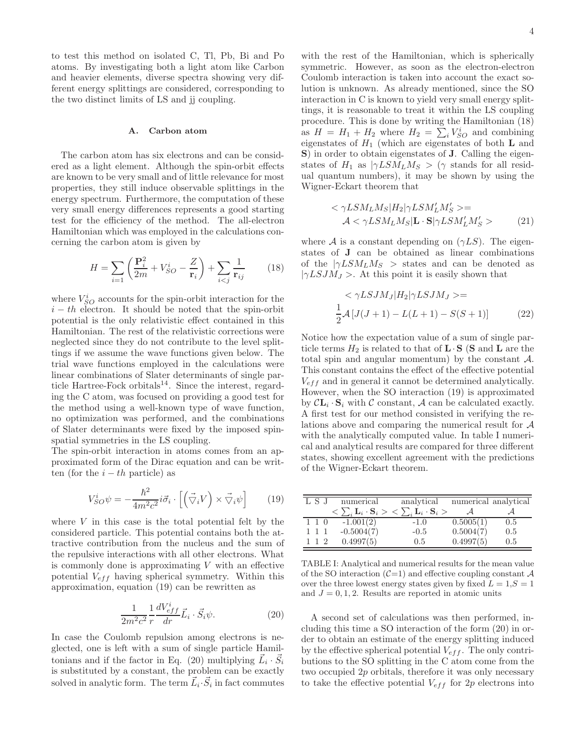to test this method on isolated C, Tl, Pb, Bi and Po atoms. By investigating both a light atom like Carbon and heavier elements, diverse spectra showing very different energy splittings are considered, corresponding to the two distinct limits of LS and jj coupling.

### A. Carbon atom

The carbon atom has six electrons and can be considered as a light element. Although the spin-orbit effects are known to be very small and of little relevance for most properties, they still induce observable splittings in the energy spectrum. Furthermore, the computation of these very small energy differences represents a good starting test for the efficiency of the method. The all-electron Hamiltonian which was employed in the calculations concerning the carbon atom is given by

$$H = \sum_{i=1} \left( \frac{\mathbf{P}_i^2}{2m} + V_{SO}^i - \frac{Z}{\mathbf{r}_i} \right) + \sum_{i<j} \frac{1}{\mathbf{r}_{ij}} \qquad (18)$$

where $V_{SO}^i$ accounts for the spin-orbit interaction for the $i-th$ electron. It should be noted that the spin-orbit potential is the only relativistic effect contained in this Hamiltonian. The rest of the relativistic corrections were neglected since they do not contribute to the level splittings if we assume the wave functions given below. The trial wave functions employed in the calculations were linear combinations of Slater determinants of single particle Hartree-Fock orbitals[14]. Since the interest, regarding the C atom, was focused on providing a good test for the method using a well-known type of wave function, no optimization was performed, and the combinations of Slater determinants were fixed by the imposed spin-spatial symmetries in the LS coupling.
The spin-orbit interaction in atoms comes from an approximated form of the Dirac equation and can be written (for the $i-th$ particle) as

$$V_{SO}^i \psi = -\frac{\hbar^2}{4m^2c^2} i\vec{\sigma}_i \cdot \left[ \left( \vec{\bigtriangledown}_i V \right) \times \vec{\bigtriangledown}_i \psi \right] \qquad (19)$$

where $V$ in this case is the total potential felt by the considered particle. This potential contains both the attractive contribution from the nucleus and the sum of the repulsive interactions with all other electrons. What is commonly done is approximating $V$ with an effective potential $V_{eff}$ having spherical symmetry. Within this approximation, equation (19) can be rewritten as

$$\frac{1}{2m^2c^2} \frac{1}{r} \frac{dV_{eff}^i}{dr} \vec{L}_i \cdot \vec{S}_i \psi. \qquad (20)$$

In case the Coulomb repulsion among electrons is neglected, one is left with a sum of single particle Hamiltonians and if the factor in Eq. (20) multiplying $\vec{L}_i \cdot \vec{S}_i$ is substituted by a constant, the problem can be exactly solved in analytic form. The term $\vec{L}_i \cdot \vec{S}_i$ in fact commutes with the rest of the Hamiltonian, which is spherically symmetric. However, as soon as the electron-electron Coulomb interaction is taken into account the exact solution is unknown. As already mentioned, since the SO interaction in C is known to yield very small energy splittings, it is reasonable to treat it within the LS coupling procedure. This is done by writing the Hamiltonian (18) as $H = H_1 + H_2$ where $H_2 = \sum_i V_{SO}^i$ and combining eigenstates of $H_1$ (which are eigenstates of both $\mathbf{L}$ and $\mathbf{S}$) in order to obtain eigenstates of $\mathbf{J}$. Calling the eigenstates of $H_1$ as $|\gamma LSM_LM_S>$ ($\gamma$ stands for all residual quantum numbers), it may be shown by using the Wigner-Eckart theorem that

$$\begin{aligned} &< \gamma LSM_LM_S|H_2|\gamma LSM_L'M_S' >= \\ &\mathcal{A} < \gamma LSM_LM_S|\mathbf{L}\cdot\mathbf{S}|\gamma LSM_L'M_S' > \end{aligned} \qquad (21)$$

where $\mathcal{A}$ is a constant depending on $(\gamma LS)$. The eigenstates of $\mathbf{J}$ can be obtained as linear combinations of the $|\gamma LSM_LM_S>$ states and can be denoted as $|\gamma LSJM_J>$. At this point it is easily shown that

$$\begin{aligned} &< \gamma LSJM_J|H_2|\gamma LSJM_J >= \\ &\frac{1}{2}\mathcal{A}\left[J(J+1) - L(L+1) - S(S+1)\right] \end{aligned} \qquad (22)$$

Notice how the expectation value of a sum of single particle terms $H_2$ is related to that of $\mathbf{L}\cdot\mathbf{S}$ ($\mathbf{S}$ and $\mathbf{L}$ are the total spin and angular momentum) by the constant $\mathcal{A}$. This constant contains the effect of the effective potential $V_{eff}$ and in general it cannot be determined analytically. However, when the SO interaction (19) is approximated by $\mathcal{C}\mathbf{L}_i\cdot\mathbf{S}_i$ with $\mathcal{C}$ constant, $\mathcal{A}$ can be calculated exactly. A first test for our method consisted in verifying the relations above and comparing the numerical result for $\mathcal{A}$ with the analytically computed value. In table I numerical and analytical results are compared for three different states, showing excellent agreement with the predictions of the Wigner-Eckart theorem.

| L S J | numerical $<\sum_i \mathbf{L}_i\cdot\mathbf{S}_i>$ | analytical $<\sum_i \mathbf{L}_i\cdot\mathbf{S}_i>$ | numerical $\mathcal{A}$ | analytical $\mathcal{A}$ |
|---|---|---|---|---|
| 1 1 0 | -1.001(2) | -1.0 | 0.5005(1) | 0.5 |
| 1 1 1 | -0.5004(7) | -0.5 | 0.5004(7) | 0.5 |
| 1 1 2 | 0.4997(5) | 0.5 | 0.4997(5) | 0.5 |

TABLE I: Analytical and numerical results for the mean value of the SO interaction ($\mathcal{C}$=1) and effective coupling constant $\mathcal{A}$ over the three lowest energy states given by fixed $L = 1$,$S = 1$ and $J = 0, 1, 2$. Results are reported in atomic units

A second set of calculations was then performed, including this time a SO interaction of the form (20) in order to obtain an estimate of the energy splitting induced by the effective spherical potential $V_{eff}$. The only contributions to the SO splitting in the C atom come from the two occupied $2p$ orbitals, therefore it was only necessary to take the effective potential $V_{eff}$ for $2p$ electrons into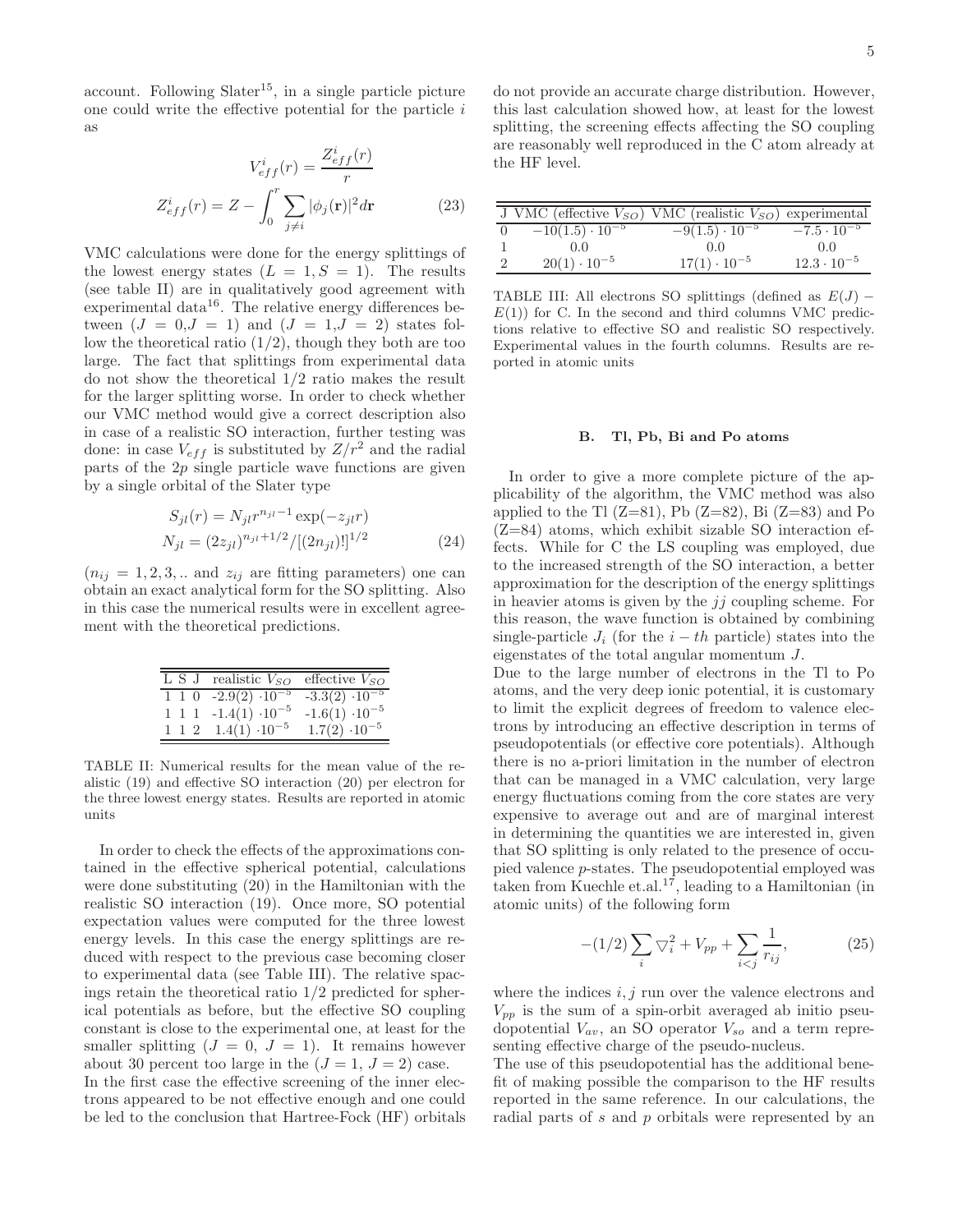account. Following Slater[15], in a single particle picture one could write the effective potential for the particle $i$ as

$$V_{eff}^{i}(r) = \frac{Z_{eff}^{i}(r)}{r}$$
$$Z_{eff}^{i}(r) = Z - \int_{0}^{r} \sum_{j \neq i} |\phi_j(\mathbf{r})|^2 d\mathbf{r} \tag{23}$$

VMC calculations were done for the energy splittings of the lowest energy states ($L = 1, S = 1$). The results (see table II) are in qualitatively good agreement with experimental data[16]. The relative energy differences between ($J = 0, J = 1$) and ($J = 1, J = 2$) states follow the theoretical ratio (1/2), though they both are too large. The fact that splittings from experimental data do not show the theoretical 1/2 ratio makes the result for the larger splitting worse. In order to check whether our VMC method would give a correct description also in case of a realistic SO interaction, further testing was done: in case $V_{eff}$ is substituted by $Z/r^2$ and the radial parts of the $2p$ single particle wave functions are given by a single orbital of the Slater type

$$S_{jl}(r) = N_{jl} r^{n_{jl}-1} \exp(-z_{jl} r)$$
$$N_{jl} = (2z_{jl})^{n_{jl}+1/2} / [(2n_{jl})!]^{1/2} \tag{24}$$

($n_{ij} = 1, 2, 3, ..$ and $z_{ij}$ are fitting parameters) one can obtain an exact analytical form for the SO splitting. Also in this case the numerical results were in excellent agreement with the theoretical predictions.

| L | S | J | realistic $V_{SO}$ | effective $V_{SO}$ |
|---|---|---|---|---|
| 1 | 1 | 0 | $-2.9(2) \cdot 10^{-5}$ | $-3.3(2) \cdot 10^{-5}$ |
| 1 | 1 | 1 | $-1.4(1) \cdot 10^{-5}$ | $-1.6(1) \cdot 10^{-5}$ |
| 1 | 1 | 2 | $1.4(1) \cdot 10^{-5}$ | $1.7(2) \cdot 10^{-5}$ |

TABLE II: Numerical results for the mean value of the realistic (19) and effective SO interaction (20) per electron for the three lowest energy states. Results are reported in atomic units

In order to check the effects of the approximations contained in the effective spherical potential, calculations were done substituting (20) in the Hamiltonian with the realistic SO interaction (19). Once more, SO potential expectation values were computed for the three lowest energy levels. In this case the energy splittings are reduced with respect to the previous case becoming closer to experimental data (see Table III). The relative spacings retain the theoretical ratio 1/2 predicted for spherical potentials as before, but the effective SO coupling constant is close to the experimental one, at least for the smaller splitting ($J = 0$, $J = 1$). It remains however about 30 percent too large in the ($J = 1$, $J = 2$) case.
In the first case the effective screening of the inner electrons appeared to be not effective enough and one could be led to the conclusion that Hartree-Fock (HF) orbitals do not provide an accurate charge distribution. However, this last calculation showed how, at least for the lowest splitting, the screening effects affecting the SO coupling are reasonably well reproduced in the C atom already at the HF level.

| J | VMC (effective $V_{SO}$) | VMC (realistic $V_{SO}$) | experimental |
|---|---|---|---|
| 0 | $-10(1.5) \cdot 10^{-5}$ | $-9(1.5) \cdot 10^{-5}$ | $-7.5 \cdot 10^{-5}$ |
| 1 | 0.0 | 0.0 | 0.0 |
| 2 | $20(1) \cdot 10^{-5}$ | $17(1) \cdot 10^{-5}$ | $12.3 \cdot 10^{-5}$ |

TABLE III: All electrons SO splittings (defined as $E(J) - E(1)$) for C. In the second and third columns VMC predictions relative to effective SO and realistic SO respectively. Experimental values in the fourth columns. Results are reported in atomic units

### B. Tl, Pb, Bi and Po atoms

In order to give a more complete picture of the applicability of the algorithm, the VMC method was also applied to the Tl (Z=81), Pb (Z=82), Bi (Z=83) and Po (Z=84) atoms, which exhibit sizable SO interaction effects. While for C the LS coupling was employed, due to the increased strength of the SO interaction, a better approximation for the description of the energy splittings in heavier atoms is given by the $jj$ coupling scheme. For this reason, the wave function is obtained by combining single-particle $J_i$ (for the $i-th$ particle) states into the eigenstates of the total angular momentum $J$.
Due to the large number of electrons in the Tl to Po atoms, and the very deep ionic potential, it is customary to limit the explicit degrees of freedom to valence electrons by introducing an effective description in terms of pseudopotentials (or effective core potentials). Although there is no a-priori limitation in the number of electron that can be managed in a VMC calculation, very large energy fluctuations coming from the core states are very expensive to average out and are of marginal interest in determining the quantities we are interested in, given that SO splitting is only related to the presence of occupied valence $p$-states. The pseudopotential employed was taken from Kuechle et.al.[17], leading to a Hamiltonian (in atomic units) of the following form

$$-(1/2) \sum_i \nabla_i^2 + V_{pp} + \sum_{i<j} \frac{1}{r_{ij}}, \tag{25}$$

where the indices $i, j$ run over the valence electrons and $V_{pp}$ is the sum of a spin-orbit averaged ab initio pseudopotential $V_{av}$, an SO operator $V_{so}$ and a term representing effective charge of the pseudo-nucleus.
The use of this pseudopotential has the additional benefit of making possible the comparison to the HF results reported in the same reference. In our calculations, the radial parts of $s$ and $p$ orbitals were represented by an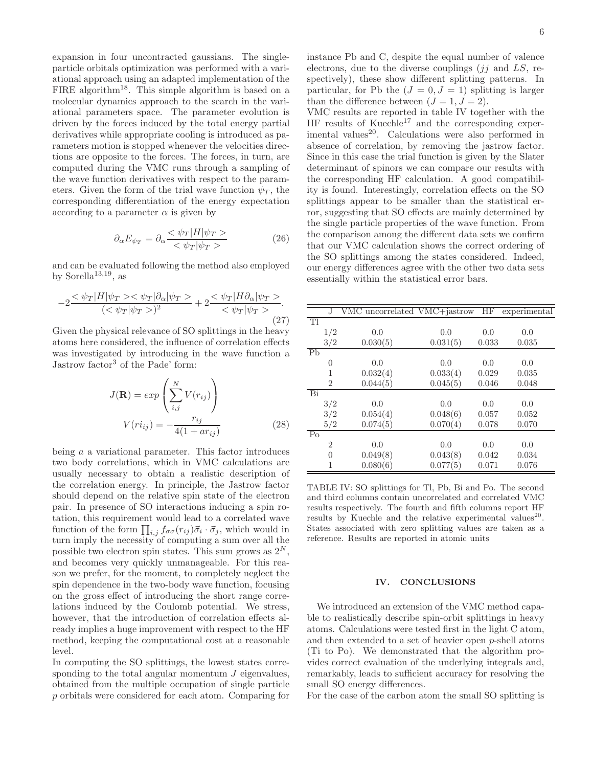expansion in four uncontracted gaussians. The single-particle orbitals optimization was performed with a variational approach using an adapted implementation of the FIRE algorithm[18]. This simple algorithm is based on a molecular dynamics approach to the search in the variational parameters space. The parameter evolution is driven by the forces induced by the total energy partial derivatives while appropriate cooling is introduced as parameters motion is stopped whenever the velocities directions are opposite to the forces. The forces, in turn, are computed during the VMC runs through a sampling of the wave function derivatives with respect to the parameters. Given the form of the trial wave function $\psi_T$, the corresponding differentiation of the energy expectation according to a parameter $\alpha$ is given by

$$\partial_\alpha E_{\psi_T} = \partial_\alpha \frac{<\psi_T|H|\psi_T>}{<\psi_T|\psi_T>} \tag{26}$$

and can be evaluated following the method also employed by Sorella[13,19], as

$$-2\frac{<\psi_T|H|\psi_T><\psi_T|\partial_\alpha|\psi_T>}{(<\psi_T|\psi_T>)^2} + 2\frac{<\psi_T|H\partial_\alpha|\psi_T>}{<\psi_T|\psi_T>}. \tag{27}$$

Given the physical relevance of SO splittings in the heavy atoms here considered, the influence of correlation effects was investigated by introducing in the wave function a Jastrow factor[3] of the Pade' form:

$$J(\mathbf{R}) = exp\left(\sum_{i,j}^{N} V(r_{ij})\right)$$
$$V(ri_{ij}) = -\frac{r_{ij}}{4(1+ar_{ij})} \tag{28}$$

being $a$ a variational parameter. This factor introduces two body correlations, which in VMC calculations are usually necessary to obtain a realistic description of the correlation energy. In principle, the Jastrow factor should depend on the relative spin state of the electron pair. In presence of SO interactions inducing a spin rotation, this requirement would lead to a correlated wave function of the form $\prod_{i,j} f_{\sigma\sigma}(r_{ij})\vec{\sigma}_i \cdot \vec{\sigma}_j$, which would in turn imply the necessity of computing a sum over all the possible two electron spin states. This sum grows as $2^N$, and becomes very quickly unmanageable. For this reason we prefer, for the moment, to completely neglect the spin dependence in the two-body wave function, focusing on the gross effect of introducing the short range correlations induced by the Coulomb potential. We stress, however, that the introduction of correlation effects already implies a huge improvement with respect to the HF method, keeping the computational cost at a reasonable level.

In computing the SO splittings, the lowest states corresponding to the total angular momentum $J$ eigenvalues, obtained from the multiple occupation of single particle $p$ orbitals were considered for each atom. Comparing for instance Pb and C, despite the equal number of valence electrons, due to the diverse couplings ($jj$ and $LS$, respectively), these show different splitting patterns. In particular, for Pb the $(J = 0, J = 1)$ splitting is larger than the difference between $(J = 1, J = 2)$.

VMC results are reported in table IV together with the HF results of Kuechle[17] and the corresponding experimental values[20]. Calculations were also performed in absence of correlation, by removing the jastrow factor. Since in this case the trial function is given by the Slater determinant of spinors we can compare our results with the corresponding HF calculation. A good compatibility is found. Interestingly, correlation effects on the SO splittings appear to be smaller than the statistical error, suggesting that SO effects are mainly determined by the single particle properties of the wave function. From the comparison among the different data sets we confirm that our VMC calculation shows the correct ordering of the SO splittings among the states considered. Indeed, our energy differences agree with the other two data sets essentially within the statistical error bars.

| | J | VMC uncorrelated | VMC+jastrow | HF | experimental |
|---|---|---|---|---|---|
| Tl | | | | | |
| | 1/2 | 0.0 | 0.0 | 0.0 | 0.0 |
| | 3/2 | 0.030(5) | 0.031(5) | 0.033 | 0.035 |
| Pb | | | | | |
| | 0 | 0.0 | 0.0 | 0.0 | 0.0 |
| | 1 | 0.032(4) | 0.033(4) | 0.029 | 0.035 |
| | 2 | 0.044(5) | 0.045(5) | 0.046 | 0.048 |
| Bi | | | | | |
| | 3/2 | 0.0 | 0.0 | 0.0 | 0.0 |
| | 3/2 | 0.054(4) | 0.048(6) | 0.057 | 0.052 |
| | 5/2 | 0.074(5) | 0.070(4) | 0.078 | 0.070 |
| Po | | | | | |
| | 2 | 0.0 | 0.0 | 0.0 | 0.0 |
| | 0 | 0.049(8) | 0.043(8) | 0.042 | 0.034 |
| | 1 | 0.080(6) | 0.077(5) | 0.071 | 0.076 |

TABLE IV: SO splittings for Tl, Pb, Bi and Po. The second and third columns contain uncorrelated and correlated VMC results respectively. The fourth and fifth columns report HF results by Kuechle and the relative experimental values[20]. States associated with zero splitting values are taken as a reference. Results are reported in atomic units

## IV. CONCLUSIONS

We introduced an extension of the VMC method capable to realistically describe spin-orbit splittings in heavy atoms. Calculations were tested first in the light C atom, and then extended to a set of heavier open $p$-shell atoms (Ti to Po). We demonstrated that the algorithm provides correct evaluation of the underlying integrals and, remarkably, leads to sufficient accuracy for resolving the small SO energy differences.

For the case of the carbon atom the small SO splitting is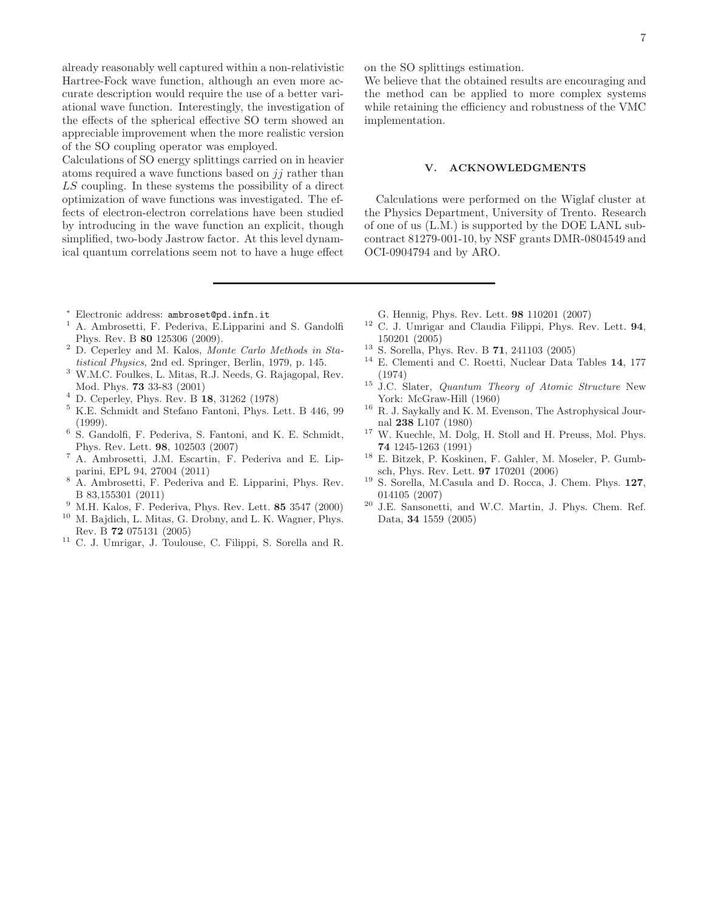already reasonably well captured within a non-relativistic Hartree-Fock wave function, although an even more accurate description would require the use of a better variational wave function. Interestingly, the investigation of the effects of the spherical effective SO term showed an appreciable improvement when the more realistic version of the SO coupling operator was employed.

Calculations of SO energy splittings carried on in heavier atoms required a wave functions based on $jj$ rather than $LS$ coupling. In these systems the possibility of a direct optimization of wave functions was investigated. The effects of electron-electron correlations have been studied by introducing in the wave function an explicit, though simplified, two-body Jastrow factor. At this level dynamical quantum correlations seem not to have a huge effect on the SO splittings estimation.

We believe that the obtained results are encouraging and the method can be applied to more complex systems while retaining the efficiency and robustness of the VMC implementation.

## V. ACKNOWLEDGMENTS

Calculations were performed on the Wiglaf cluster at the Physics Department, University of Trento. Research of one of us (L.M.) is supported by the DOE LANL subcontract 81279-001-10, by NSF grants DMR-0804549 and OCI-0904794 and by ARO.

---

[*] Electronic address: ambroset@pd.infn.it

[1] A. Ambrosetti, F. Pederiva, E.Lipparini and S. Gandolfi Phys. Rev. B **80** 125306 (2009).

[2] D. Ceperley and M. Kalos, *Monte Carlo Methods in Statistical Physics*, 2nd ed. Springer, Berlin, 1979, p. 145.

[3] W.M.C. Foulkes, L. Mitas, R.J. Needs, G. Rajagopal, Rev. Mod. Phys. **73** 33-83 (2001)

[4] D. Ceperley, Phys. Rev. B **18**, 31262 (1978)

[5] K.E. Schmidt and Stefano Fantoni, Phys. Lett. B 446, 99 (1999).

[6] S. Gandolfi, F. Pederiva, S. Fantoni, and K. E. Schmidt, Phys. Rev. Lett. **98**, 102503 (2007)

[7] A. Ambrosetti, J.M. Escartin, F. Pederiva and E. Lipparini, EPL 94, 27004 (2011)

[8] A. Ambrosetti, F. Pederiva and E. Lipparini, Phys. Rev. B 83,155301 (2011)

[9] M.H. Kalos, F. Pederiva, Phys. Rev. Lett. **85** 3547 (2000)

[10] M. Bajdich, L. Mitas, G. Drobny, and L. K. Wagner, Phys. Rev. B **72** 075131 (2005)

[11] C. J. Umrigar, J. Toulouse, C. Filippi, S. Sorella and R. G. Hennig, Phys. Rev. Lett. **98** 110201 (2007)

[12] C. J. Umrigar and Claudia Filippi, Phys. Rev. Lett. **94**, 150201 (2005)

[13] S. Sorella, Phys. Rev. B **71**, 241103 (2005)

[14] E. Clementi and C. Roetti, Nuclear Data Tables **14**, 177 (1974)

[15] J.C. Slater, *Quantum Theory of Atomic Structure* New York: McGraw-Hill (1960)

[16] R. J. Saykally and K. M. Evenson, The Astrophysical Journal **238** L107 (1980)

[17] W. Kuechle, M. Dolg, H. Stoll and H. Preuss, Mol. Phys. **74** 1245-1263 (1991)

[18] E. Bitzek, P. Koskinen, F. Gahler, M. Moseler, P. Gumbsch, Phys. Rev. Lett. **97** 170201 (2006)

[19] S. Sorella, M.Casula and D. Rocca, J. Chem. Phys. **127**, 014105 (2007)

[20] J.E. Sansonetti, and W.C. Martin, J. Phys. Chem. Ref. Data, **34** 1559 (2005)